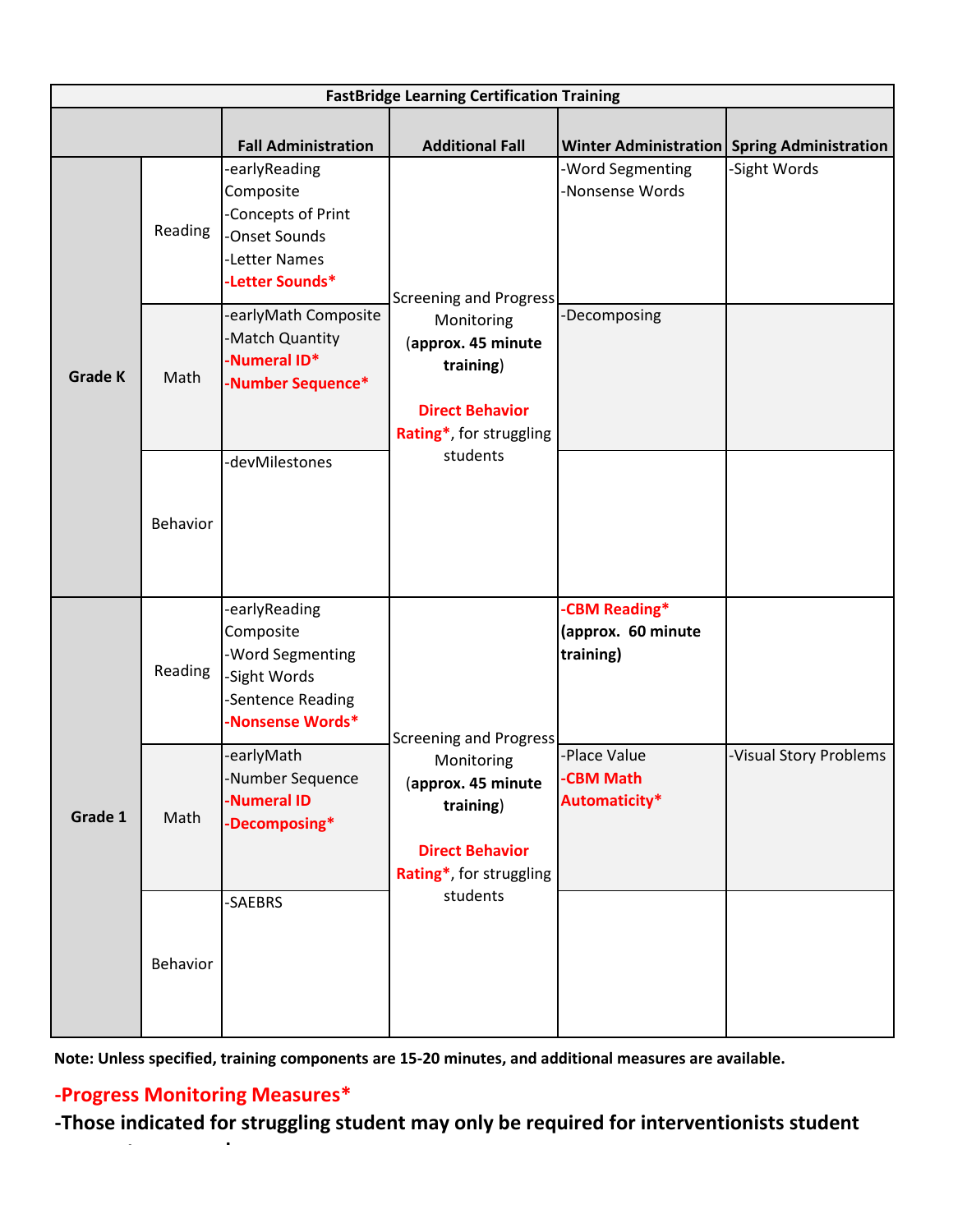| FastBridge Learning Certification Training | | | | | |
|---|---|---|---|---|---|
| | | Fall Administration | Additional Fall | Winter Administration | Spring Administration |
| Grade K | Reading | -earlyReading Composite<br>-Concepts of Print<br>-Onset Sounds<br>-Letter Names<br>**-Letter Sounds*** | Screening and Progress Monitoring (**approx. 45 minute training**)<br><br>**Direct Behavior Rating***, for struggling students | -Word Segmenting<br>-Nonsense Words | -Sight Words |
| | Math | -earlyMath Composite<br>-Match Quantity<br>**-Numeral ID***<br>**-Number Sequence*** | | -Decomposing | |
| | Behavior | -devMilestones | | | |
| Grade 1 | Reading | -earlyReading Composite<br>-Word Segmenting<br>-Sight Words<br>-Sentence Reading<br>**-Nonsense Words*** | Screening and Progress Monitoring (**approx. 45 minute training**)<br><br>**Direct Behavior Rating***, for struggling students | **-CBM Reading***<br>**(approx. 60 minute training)** | |
| | Math | -earlyMath<br>-Number Sequence<br>**-Numeral ID**<br>**-Decomposing*** | | -Place Value<br>**-CBM Math Automaticity*** | -Visual Story Problems |
| | Behavior | -SAEBRS | | | |

**Note: Unless specified, training components are 15-20 minutes, and additional measures are available.**

**-Progress Monitoring Measures***

**-Those indicated for struggling student may only be required for interventionists student**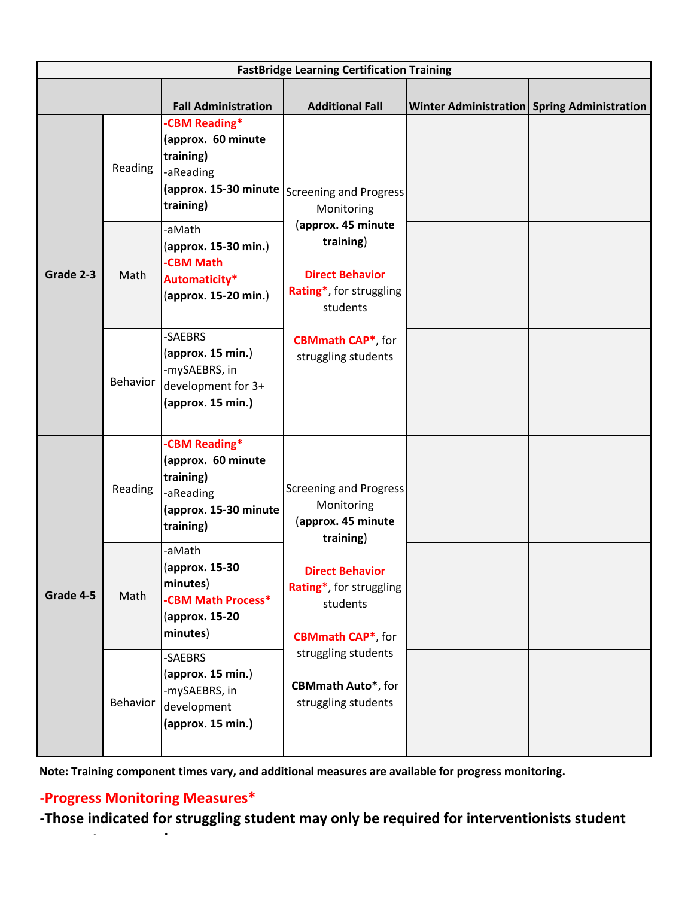| FastBridge Learning Certification Training | | | | | |
|---|---|---|---|---|---|
| | | **Fall Administration** | **Additional Fall** | **Winter Administration** | **Spring Administration** |
| **Grade 2-3** | Reading | **-CBM Reading*** **(approx. 60 minute training)** -aReading **(approx. 15-30 minute training)** | Screening and Progress Monitoring (**approx. 45 minute training**) **Direct Behavior Rating***, for struggling students **CBMmath CAP***, for struggling students | | |
| | Math | -aMath (**approx. 15-30 min.**) **-CBM Math Automaticity*** (**approx. 15-20 min.**) | | | |
| | Behavior | -SAEBRS (**approx. 15 min.**) -mySAEBRS, in development for 3+ **(approx. 15 min.)** | | | |
| **Grade 4-5** | Reading | **-CBM Reading*** **(approx. 60 minute training)** -aReading **(approx. 15-30 minute training)** | Screening and Progress Monitoring (**approx. 45 minute training**) **Direct Behavior Rating***, for struggling students **CBMmath CAP***, for struggling students **CBMmath Auto***, for struggling students | | |
| | Math | -aMath (**approx. 15-30 minutes**) **-CBM Math Process*** (**approx. 15-20 minutes**) | | | |
| | Behavior | -SAEBRS (**approx. 15 min.**) -mySAEBRS, in development **(approx. 15 min.)** | | | |

**Note: Training component times vary, and additional measures are available for progress monitoring.**

**-Progress Monitoring Measures***

**-Those indicated for struggling student may only be required for interventionists student**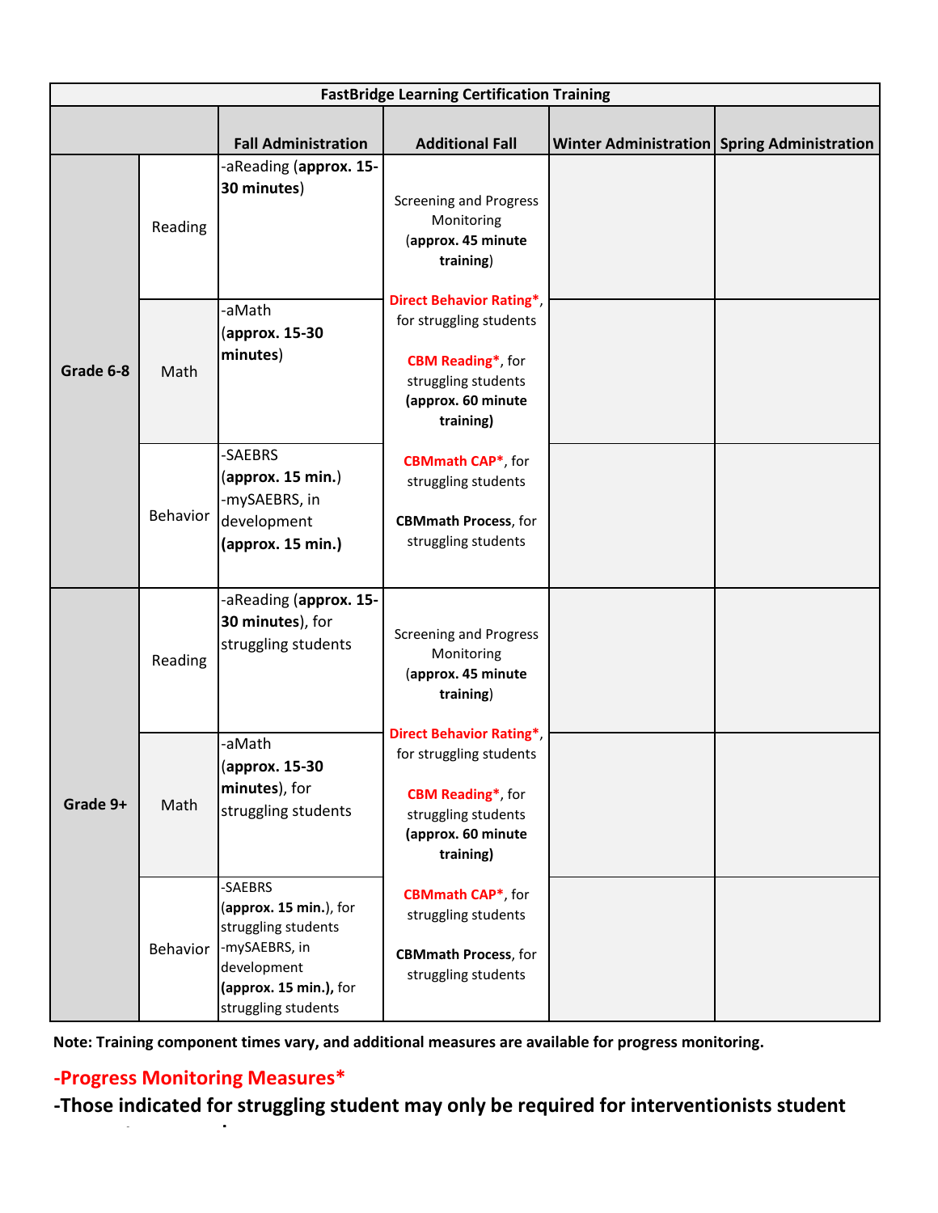| FastBridge Learning Certification Training | | | | | |
|---|---|---|---|---|---|
| | | **Fall Administration** | **Additional Fall** | **Winter Administration** | **Spring Administration** |
| **Grade 6-8** | Reading | -aReading (**approx. 15-30 minutes**) | Screening and Progress Monitoring (**approx. 45 minute training**) <br><br> **Direct Behavior Rating***, for struggling students <br><br> **CBM Reading***, for struggling students **(approx. 60 minute training)** <br><br> **CBMmath CAP***, for struggling students <br><br> **CBMmath Process**, for struggling students | | |
| | Math | -aMath (**approx. 15-30 minutes**) | | | |
| | Behavior | -SAEBRS (**approx. 15 min.**) -mySAEBRS, in development **(approx. 15 min.)** | | | |
| **Grade 9+** | Reading | -aReading (**approx. 15-30 minutes**), for struggling students | Screening and Progress Monitoring (**approx. 45 minute training**) <br><br> **Direct Behavior Rating***, for struggling students <br><br> **CBM Reading***, for struggling students **(approx. 60 minute training)** <br><br> **CBMmath CAP***, for struggling students <br><br> **CBMmath Process**, for struggling students | | |
| | Math | -aMath (**approx. 15-30 minutes**), for struggling students | | | |
| | Behavior | -SAEBRS (**approx. 15 min.**), for struggling students -mySAEBRS, in development **(approx. 15 min.)**, for struggling students | | | |

**Note: Training component times vary, and additional measures are available for progress monitoring.**

**-Progress Monitoring Measures***

**-Those indicated for struggling student may only be required for interventionists student**